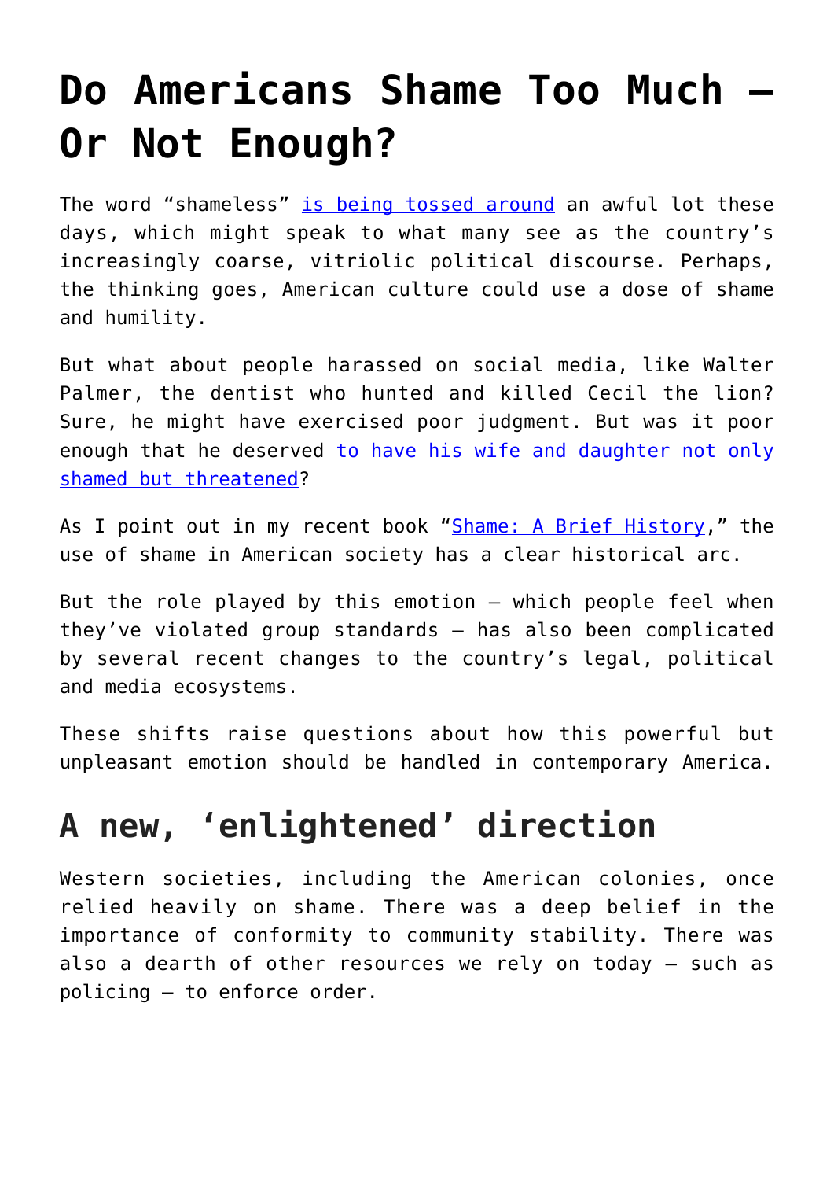# Do Americans Shame Too Much – Or Not Enough?

The word "shameless" is being tossed around an awful lot these days, which might speak to what many see as the country's increasingly coarse, vitriolic political discourse. Perhaps, the thinking goes, American culture could use a dose of shame and humility.

But what about people harassed on social media, like Walter Palmer, the dentist who hunted and killed Cecil the lion? Sure, he might have exercised poor judgment. But was it poor enough that he deserved to have his wife and daughter not only shamed but threatened?

As I point out in my recent book "Shame: A Brief History," the use of shame in American society has a clear historical arc.

But the role played by this emotion – which people feel when they've violated group standards – has also been complicated by several recent changes to the country's legal, political and media ecosystems.

These shifts raise questions about how this powerful but unpleasant emotion should be handled in contemporary America.

## A new, 'enlightened' direction

Western societies, including the American colonies, once relied heavily on shame. There was a deep belief in the importance of conformity to community stability. There was also a dearth of other resources we rely on today – such as policing – to enforce order.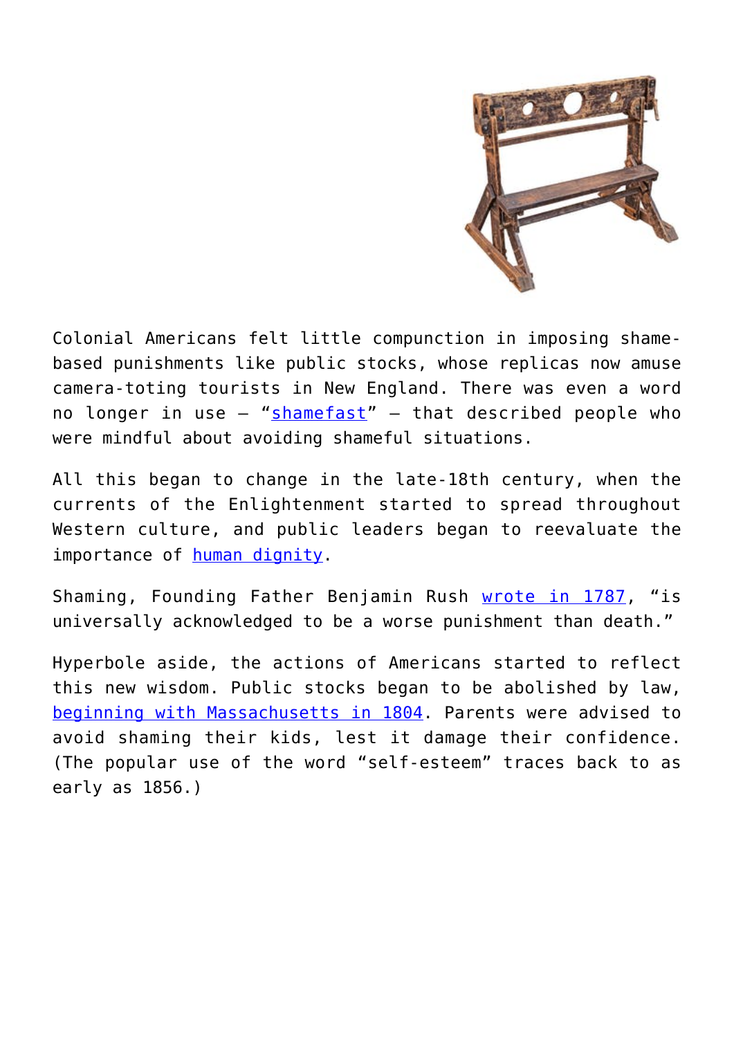Colonial Americans felt little compunction in imposing shame-based punishments like public stocks, whose replicas now amuse camera-toting tourists in New England. There was even a word no longer in use – "shamefast" – that described people who were mindful about avoiding shameful situations.

All this began to change in the late-18th century, when the currents of the Enlightenment started to spread throughout Western culture, and public leaders began to reevaluate the importance of human dignity.

Shaming, Founding Father Benjamin Rush wrote in 1787, "is universally acknowledged to be a worse punishment than death."

Hyperbole aside, the actions of Americans started to reflect this new wisdom. Public stocks began to be abolished by law, beginning with Massachusetts in 1804. Parents were advised to avoid shaming their kids, lest it damage their confidence. (The popular use of the word "self-esteem" traces back to as early as 1856.)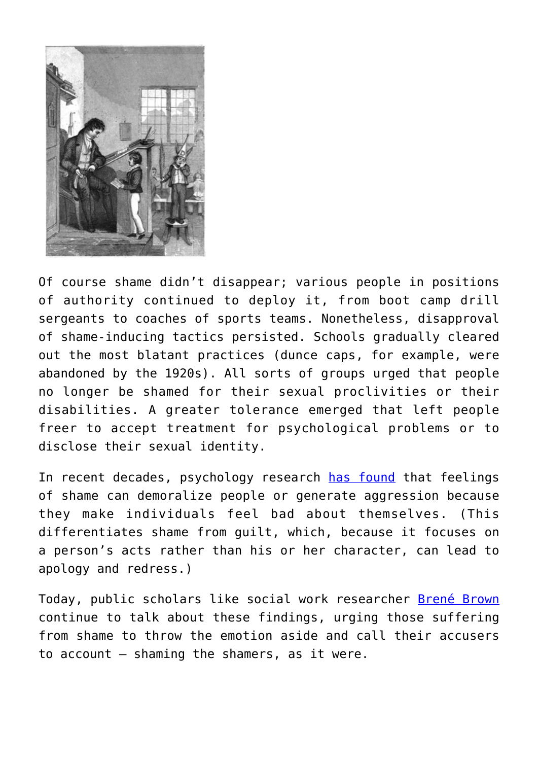Of course shame didn’t disappear; various people in positions of authority continued to deploy it, from boot camp drill sergeants to coaches of sports teams. Nonetheless, disapproval of shame-inducing tactics persisted. Schools gradually cleared out the most blatant practices (dunce caps, for example, were abandoned by the 1920s). All sorts of groups urged that people no longer be shamed for their sexual proclivities or their disabilities. A greater tolerance emerged that left people freer to accept treatment for psychological problems or to disclose their sexual identity.

In recent decades, psychology research has found that feelings of shame can demoralize people or generate aggression because they make individuals feel bad about themselves. (This differentiates shame from guilt, which, because it focuses on a person’s acts rather than his or her character, can lead to apology and redress.)

Today, public scholars like social work researcher Brené Brown continue to talk about these findings, urging those suffering from shame to throw the emotion aside and call their accusers to account – shaming the shamers, as it were.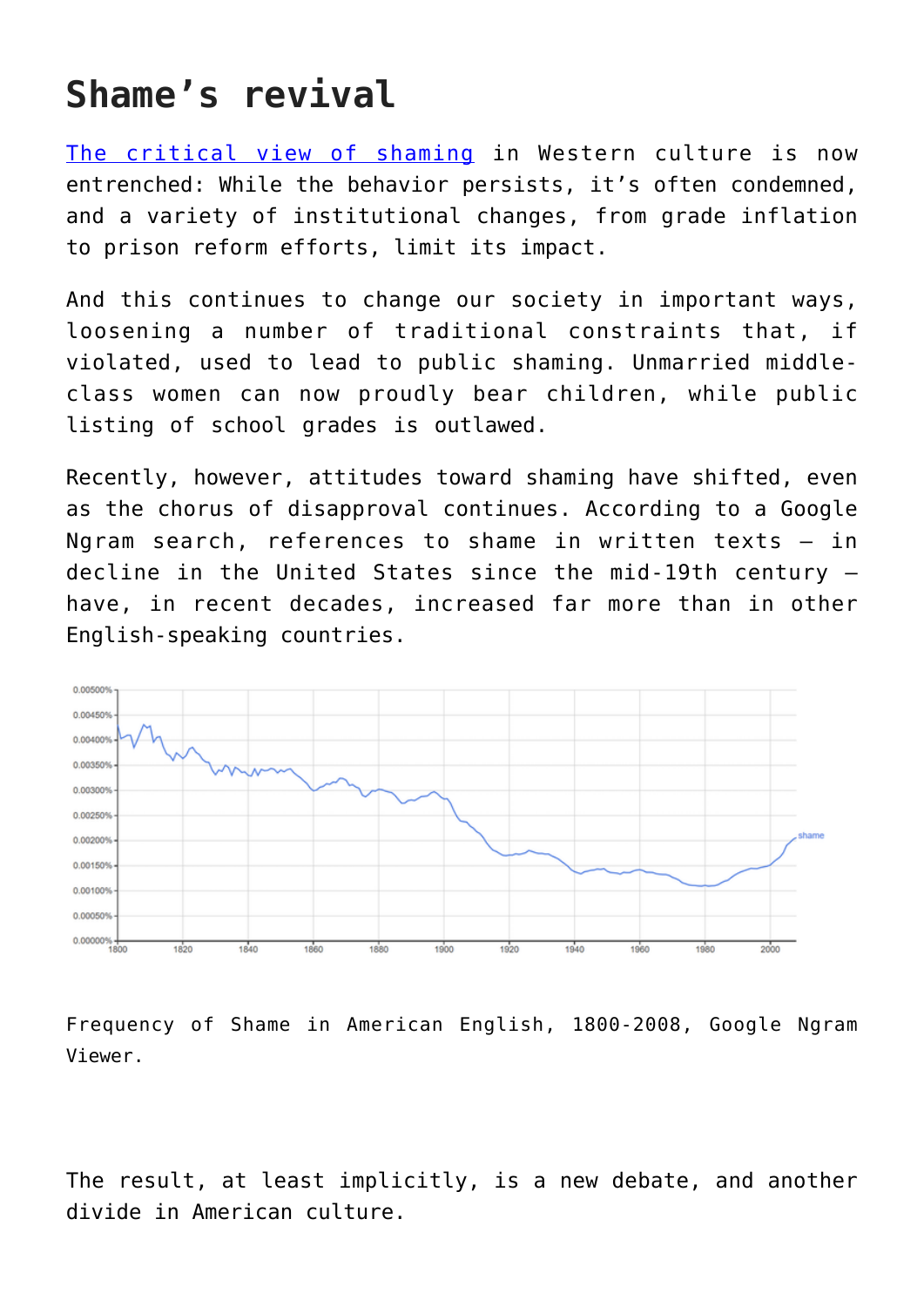# Shame's revival

[The critical view of shaming](#) in Western culture is now entrenched: While the behavior persists, it's often condemned, and a variety of institutional changes, from grade inflation to prison reform efforts, limit its impact.

And this continues to change our society in important ways, loosening a number of traditional constraints that, if violated, used to lead to public shaming. Unmarried middle-class women can now proudly bear children, while public listing of school grades is outlawed.

Recently, however, attitudes toward shaming have shifted, even as the chorus of disapproval continues. According to a Google Ngram search, references to shame in written texts – in decline in the United States since the mid-19th century – have, in recent decades, increased far more than in other English-speaking countries.

Frequency of Shame in American English, 1800-2008, Google Ngram Viewer.

The result, at least implicitly, is a new debate, and another divide in American culture.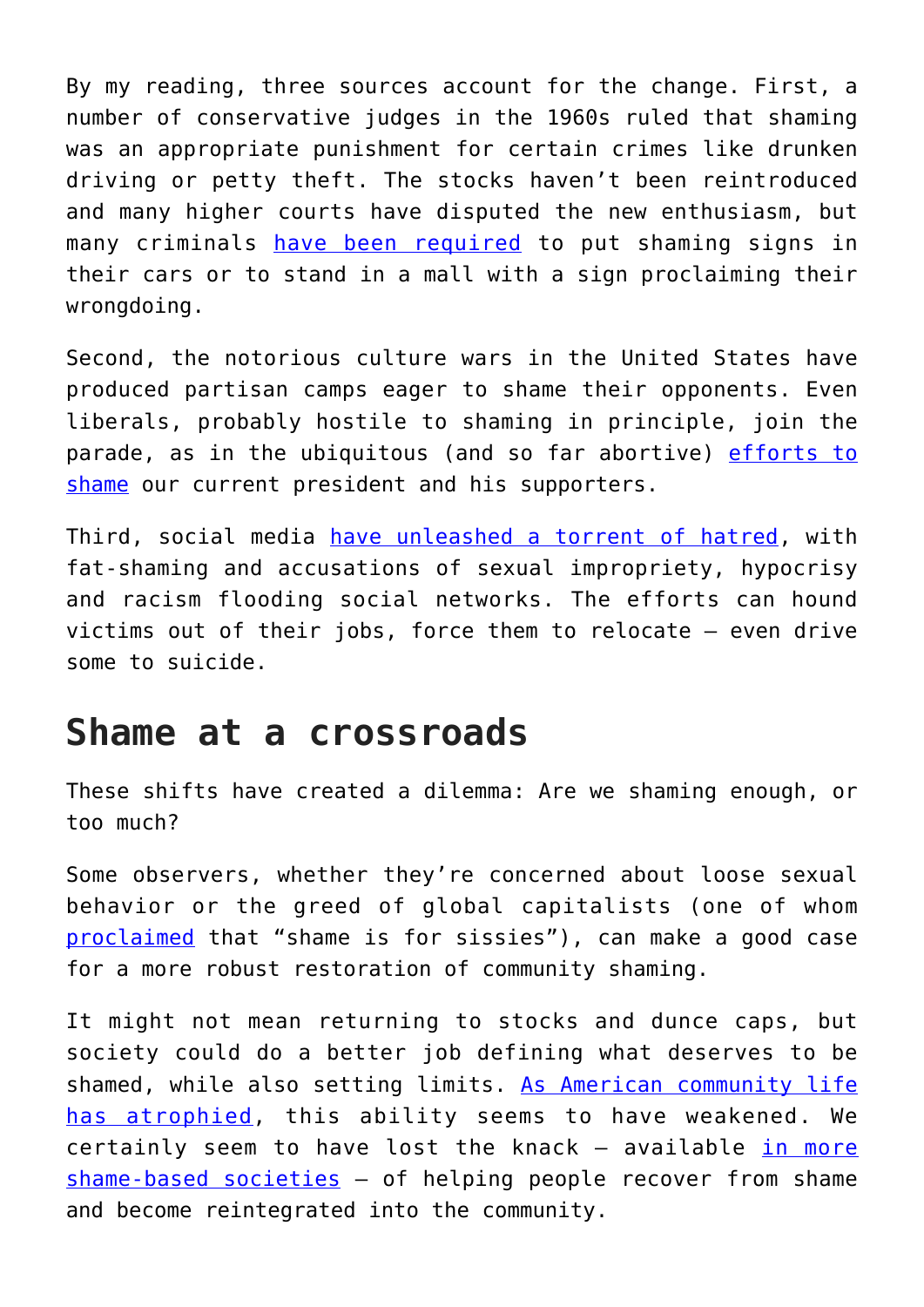By my reading, three sources account for the change. First, a number of conservative judges in the 1960s ruled that shaming was an appropriate punishment for certain crimes like drunken driving or petty theft. The stocks haven't been reintroduced and many higher courts have disputed the new enthusiasm, but many criminals have been required to put shaming signs in their cars or to stand in a mall with a sign proclaiming their wrongdoing.

Second, the notorious culture wars in the United States have produced partisan camps eager to shame their opponents. Even liberals, probably hostile to shaming in principle, join the parade, as in the ubiquitous (and so far abortive) efforts to shame our current president and his supporters.

Third, social media have unleashed a torrent of hatred, with fat-shaming and accusations of sexual impropriety, hypocrisy and racism flooding social networks. The efforts can hound victims out of their jobs, force them to relocate – even drive some to suicide.

## Shame at a crossroads

These shifts have created a dilemma: Are we shaming enough, or too much?

Some observers, whether they're concerned about loose sexual behavior or the greed of global capitalists (one of whom proclaimed that "shame is for sissies"), can make a good case for a more robust restoration of community shaming.

It might not mean returning to stocks and dunce caps, but society could do a better job defining what deserves to be shamed, while also setting limits. As American community life has atrophied, this ability seems to have weakened. We certainly seem to have lost the knack – available in more shame-based societies – of helping people recover from shame and become reintegrated into the community.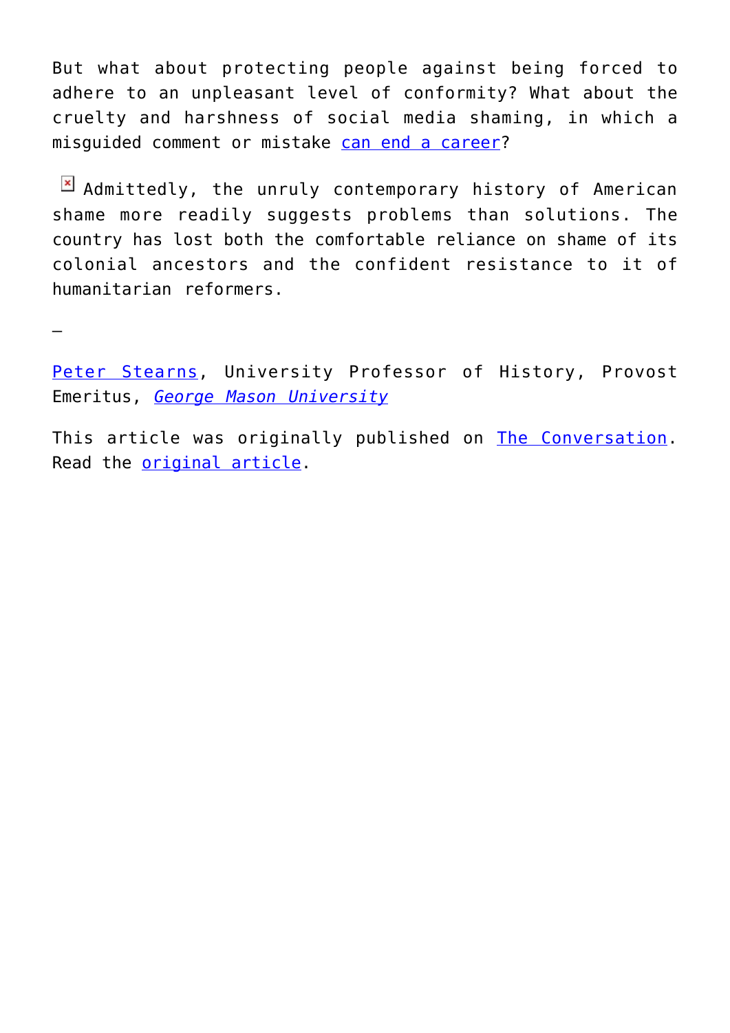But what about protecting people against being forced to adhere to an unpleasant level of conformity? What about the cruelty and harshness of social media shaming, in which a misguided comment or mistake can end a career?

Admittedly, the unruly contemporary history of American shame more readily suggests problems than solutions. The country has lost both the comfortable reliance on shame of its colonial ancestors and the confident resistance to it of humanitarian reformers.

—

Peter Stearns, University Professor of History, Provost Emeritus, *George Mason University*

This article was originally published on The Conversation. Read the original article.